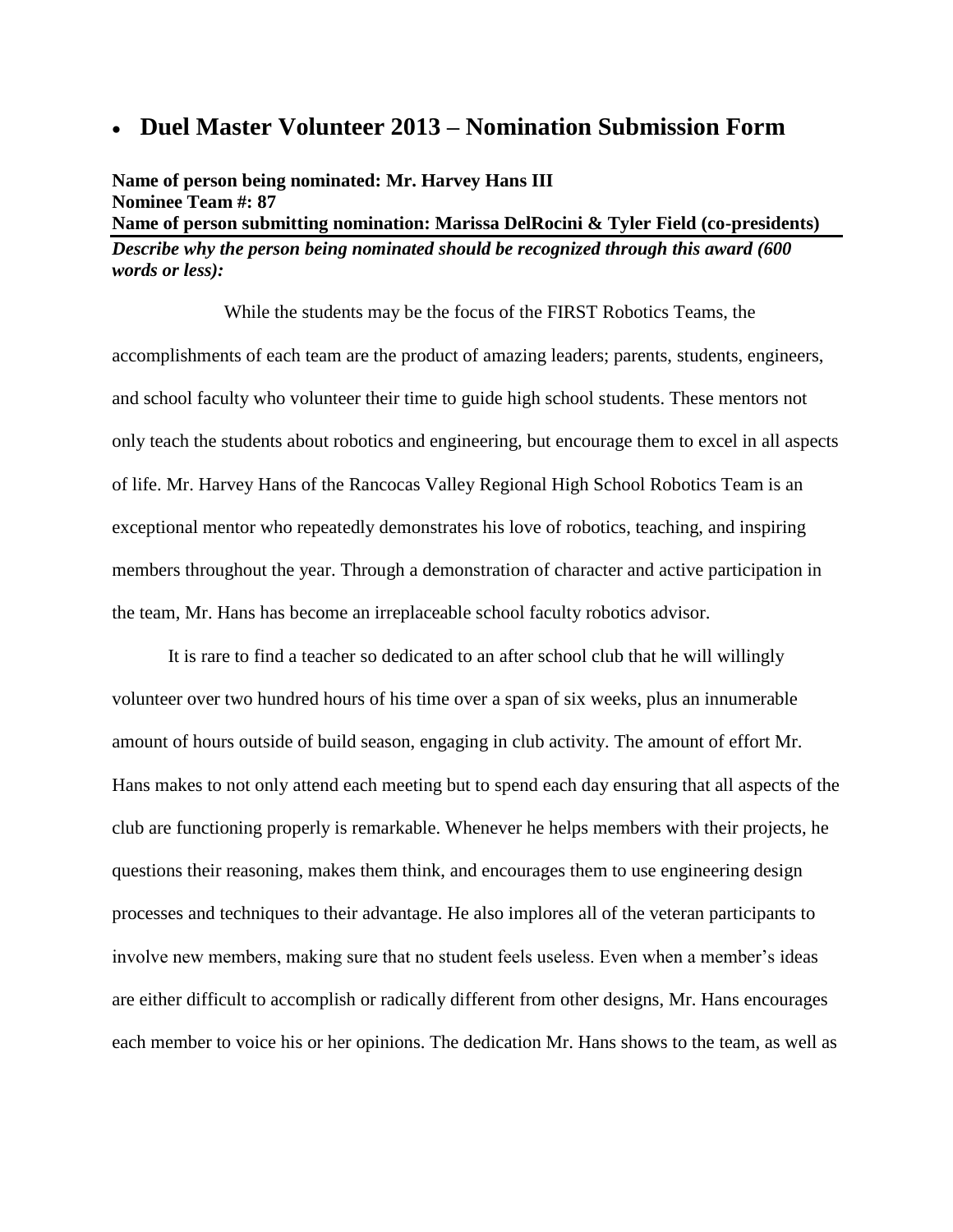- # Duel Master Volunteer 2013 – Nomination Submission Form

**Name of person being nominated: Mr. Harvey Hans III**
**Nominee Team #: 87**
**Name of person submitting nomination: Marissa DelRocini & Tyler Field (co-presidents)**

***Describe why the person being nominated should be recognized through this award (600 words or less):***

While the students may be the focus of the FIRST Robotics Teams, the accomplishments of each team are the product of amazing leaders; parents, students, engineers, and school faculty who volunteer their time to guide high school students. These mentors not only teach the students about robotics and engineering, but encourage them to excel in all aspects of life. Mr. Harvey Hans of the Rancocas Valley Regional High School Robotics Team is an exceptional mentor who repeatedly demonstrates his love of robotics, teaching, and inspiring members throughout the year. Through a demonstration of character and active participation in the team, Mr. Hans has become an irreplaceable school faculty robotics advisor.

It is rare to find a teacher so dedicated to an after school club that he will willingly volunteer over two hundred hours of his time over a span of six weeks, plus an innumerable amount of hours outside of build season, engaging in club activity. The amount of effort Mr. Hans makes to not only attend each meeting but to spend each day ensuring that all aspects of the club are functioning properly is remarkable. Whenever he helps members with their projects, he questions their reasoning, makes them think, and encourages them to use engineering design processes and techniques to their advantage. He also implores all of the veteran participants to involve new members, making sure that no student feels useless. Even when a member's ideas are either difficult to accomplish or radically different from other designs, Mr. Hans encourages each member to voice his or her opinions. The dedication Mr. Hans shows to the team, as well as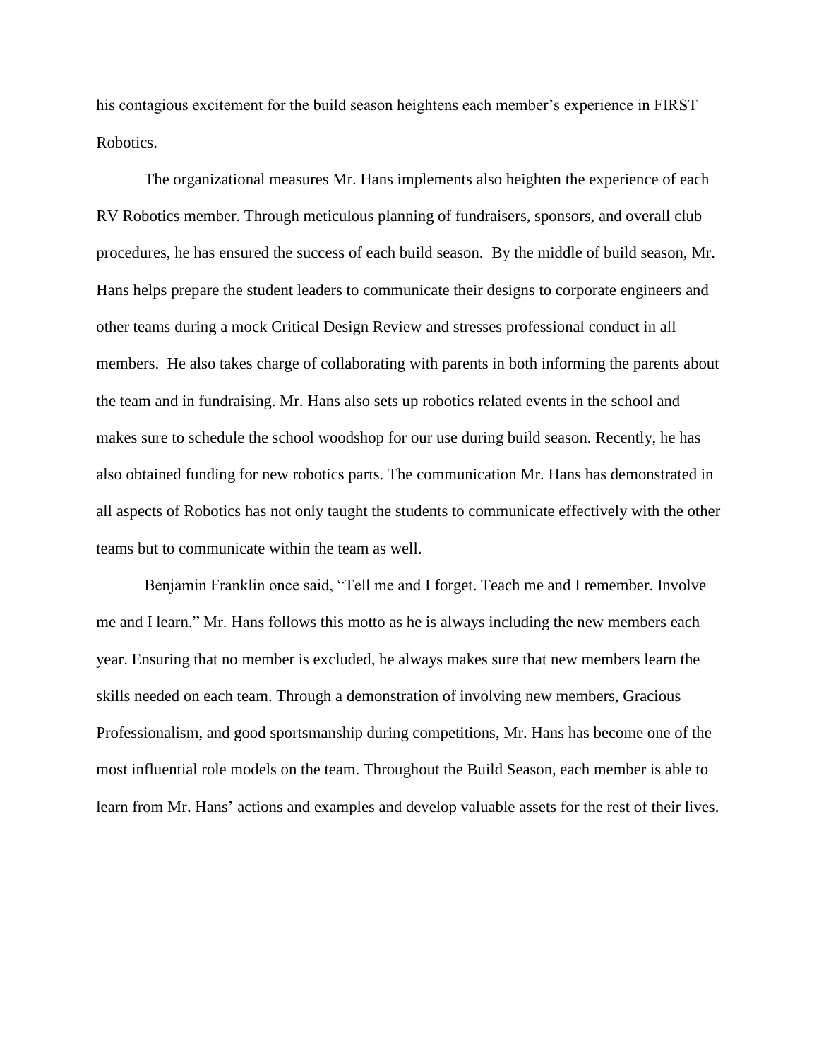his contagious excitement for the build season heightens each member's experience in FIRST Robotics.

The organizational measures Mr. Hans implements also heighten the experience of each RV Robotics member. Through meticulous planning of fundraisers, sponsors, and overall club procedures, he has ensured the success of each build season. By the middle of build season, Mr. Hans helps prepare the student leaders to communicate their designs to corporate engineers and other teams during a mock Critical Design Review and stresses professional conduct in all members. He also takes charge of collaborating with parents in both informing the parents about the team and in fundraising. Mr. Hans also sets up robotics related events in the school and makes sure to schedule the school woodshop for our use during build season. Recently, he has also obtained funding for new robotics parts. The communication Mr. Hans has demonstrated in all aspects of Robotics has not only taught the students to communicate effectively with the other teams but to communicate within the team as well.

Benjamin Franklin once said, "Tell me and I forget. Teach me and I remember. Involve me and I learn." Mr. Hans follows this motto as he is always including the new members each year. Ensuring that no member is excluded, he always makes sure that new members learn the skills needed on each team. Through a demonstration of involving new members, Gracious Professionalism, and good sportsmanship during competitions, Mr. Hans has become one of the most influential role models on the team. Throughout the Build Season, each member is able to learn from Mr. Hans' actions and examples and develop valuable assets for the rest of their lives.